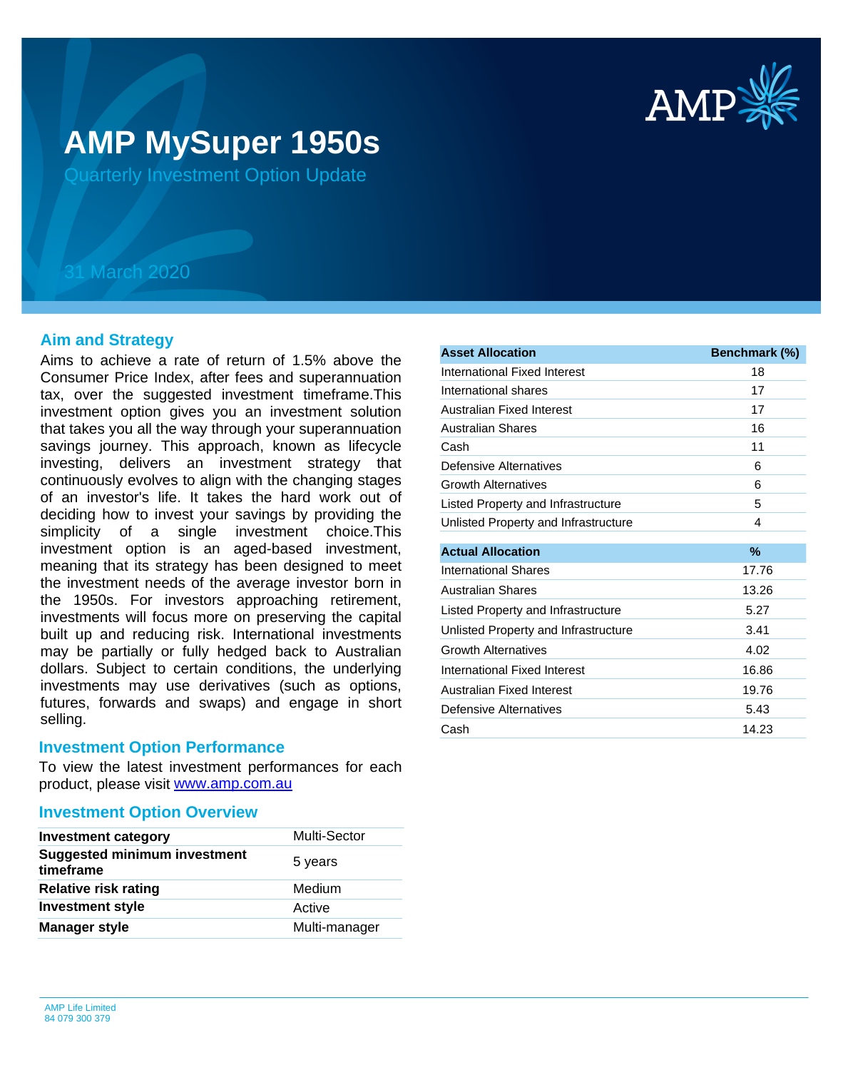# AMP MySuper 1950s

## Quarterly Investment Option Update

31 March 2020

## Aim and Strategy

Aims to achieve a rate of return of 1.5% above the Consumer Price Index, after fees and superannuation tax, over the suggested investment timeframe.This investment option gives you an investment solution that takes you all the way through your superannuation savings journey. This approach, known as lifecycle investing, delivers an investment strategy that continuously evolves to align with the changing stages of an investor's life. It takes the hard work out of deciding how to invest your savings by providing the simplicity of a single investment choice.This investment option is an aged-based investment, meaning that its strategy has been designed to meet the investment needs of the average investor born in the 1950s. For investors approaching retirement, investments will focus more on preserving the capital built up and reducing risk. International investments may be partially or fully hedged back to Australian dollars. Subject to certain conditions, the underlying investments may use derivatives (such as options, futures, forwards and swaps) and engage in short selling.

## Investment Option Performance

To view the latest investment performances for each product, please visit www.amp.com.au

## Investment Option Overview

| | |
|---|---|
| **Investment category** | Multi-Sector |
| **Suggested minimum investment timeframe** | 5 years |
| **Relative risk rating** | Medium |
| **Investment style** | Active |
| **Manager style** | Multi-manager |

| Asset Allocation | Benchmark (%) |
|---|---|
| International Fixed Interest | 18 |
| International shares | 17 |
| Australian Fixed Interest | 17 |
| Australian Shares | 16 |
| Cash | 11 |
| Defensive Alternatives | 6 |
| Growth Alternatives | 6 |
| Listed Property and Infrastructure | 5 |
| Unlisted Property and Infrastructure | 4 |

| Actual Allocation | % |
|---|---|
| International Shares | 17.76 |
| Australian Shares | 13.26 |
| Listed Property and Infrastructure | 5.27 |
| Unlisted Property and Infrastructure | 3.41 |
| Growth Alternatives | 4.02 |
| International Fixed Interest | 16.86 |
| Australian Fixed Interest | 19.76 |
| Defensive Alternatives | 5.43 |
| Cash | 14.23 |

AMP Life Limited
84 079 300 379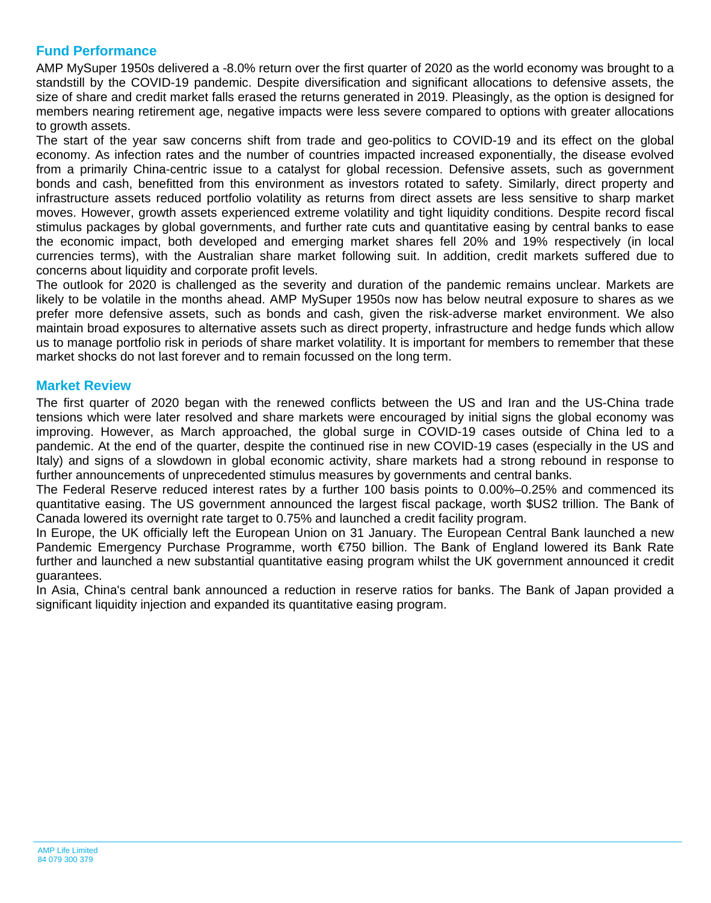## Fund Performance

AMP MySuper 1950s delivered a -8.0% return over the first quarter of 2020 as the world economy was brought to a standstill by the COVID-19 pandemic. Despite diversification and significant allocations to defensive assets, the size of share and credit market falls erased the returns generated in 2019. Pleasingly, as the option is designed for members nearing retirement age, negative impacts were less severe compared to options with greater allocations to growth assets.

The start of the year saw concerns shift from trade and geo-politics to COVID-19 and its effect on the global economy. As infection rates and the number of countries impacted increased exponentially, the disease evolved from a primarily China-centric issue to a catalyst for global recession. Defensive assets, such as government bonds and cash, benefitted from this environment as investors rotated to safety. Similarly, direct property and infrastructure assets reduced portfolio volatility as returns from direct assets are less sensitive to sharp market moves. However, growth assets experienced extreme volatility and tight liquidity conditions. Despite record fiscal stimulus packages by global governments, and further rate cuts and quantitative easing by central banks to ease the economic impact, both developed and emerging market shares fell 20% and 19% respectively (in local currencies terms), with the Australian share market following suit. In addition, credit markets suffered due to concerns about liquidity and corporate profit levels.

The outlook for 2020 is challenged as the severity and duration of the pandemic remains unclear. Markets are likely to be volatile in the months ahead. AMP MySuper 1950s now has below neutral exposure to shares as we prefer more defensive assets, such as bonds and cash, given the risk-adverse market environment. We also maintain broad exposures to alternative assets such as direct property, infrastructure and hedge funds which allow us to manage portfolio risk in periods of share market volatility. It is important for members to remember that these market shocks do not last forever and to remain focussed on the long term.

## Market Review

The first quarter of 2020 began with the renewed conflicts between the US and Iran and the US-China trade tensions which were later resolved and share markets were encouraged by initial signs the global economy was improving. However, as March approached, the global surge in COVID-19 cases outside of China led to a pandemic. At the end of the quarter, despite the continued rise in new COVID-19 cases (especially in the US and Italy) and signs of a slowdown in global economic activity, share markets had a strong rebound in response to further announcements of unprecedented stimulus measures by governments and central banks.

The Federal Reserve reduced interest rates by a further 100 basis points to 0.00%–0.25% and commenced its quantitative easing. The US government announced the largest fiscal package, worth $US2 trillion. The Bank of Canada lowered its overnight rate target to 0.75% and launched a credit facility program.

In Europe, the UK officially left the European Union on 31 January. The European Central Bank launched a new Pandemic Emergency Purchase Programme, worth €750 billion. The Bank of England lowered its Bank Rate further and launched a new substantial quantitative easing program whilst the UK government announced it credit guarantees.

In Asia, China's central bank announced a reduction in reserve ratios for banks. The Bank of Japan provided a significant liquidity injection and expanded its quantitative easing program.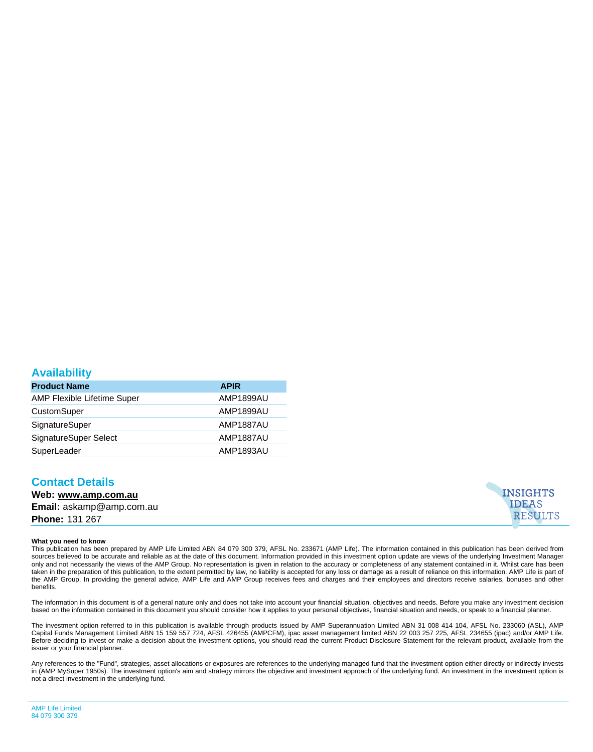## Availability

| Product Name | APIR |
|---|---|
| AMP Flexible Lifetime Super | AMP1899AU |
| CustomSuper | AMP1899AU |
| SignatureSuper | AMP1887AU |
| SignatureSuper Select | AMP1887AU |
| SuperLeader | AMP1893AU |

## Contact Details

**Web:** **www.amp.com.au**
**Email:** askamp@amp.com.au
**Phone:** 131 267

INSIGHTS
IDEAS
RESULTS

**What you need to know**
This publication has been prepared by AMP Life Limited ABN 84 079 300 379, AFSL No. 233671 (AMP Life). The information contained in this publication has been derived from sources believed to be accurate and reliable as at the date of this document. Information provided in this investment option update are views of the underlying Investment Manager only and not necessarily the views of the AMP Group. No representation is given in relation to the accuracy or completeness of any statement contained in it. Whilst care has been taken in the preparation of this publication, to the extent permitted by law, no liability is accepted for any loss or damage as a result of reliance on this information. AMP Life is part of the AMP Group. In providing the general advice, AMP Life and AMP Group receives fees and charges and their employees and directors receive salaries, bonuses and other benefits.

The information in this document is of a general nature only and does not take into account your financial situation, objectives and needs. Before you make any investment decision based on the information contained in this document you should consider how it applies to your personal objectives, financial situation and needs, or speak to a financial planner.

The investment option referred to in this publication is available through products issued by AMP Superannuation Limited ABN 31 008 414 104, AFSL No. 233060 (ASL), AMP Capital Funds Management Limited ABN 15 159 557 724, AFSL 426455 (AMPCFM), ipac asset management limited ABN 22 003 257 225, AFSL 234655 (ipac) and/or AMP Life. Before deciding to invest or make a decision about the investment options, you should read the current Product Disclosure Statement for the relevant product, available from the issuer or your financial planner.

Any references to the "Fund", strategies, asset allocations or exposures are references to the underlying managed fund that the investment option either directly or indirectly invests in (AMP MySuper 1950s). The investment option's aim and strategy mirrors the objective and investment approach of the underlying fund. An investment in the investment option is not a direct investment in the underlying fund.

AMP Life Limited
84 079 300 379